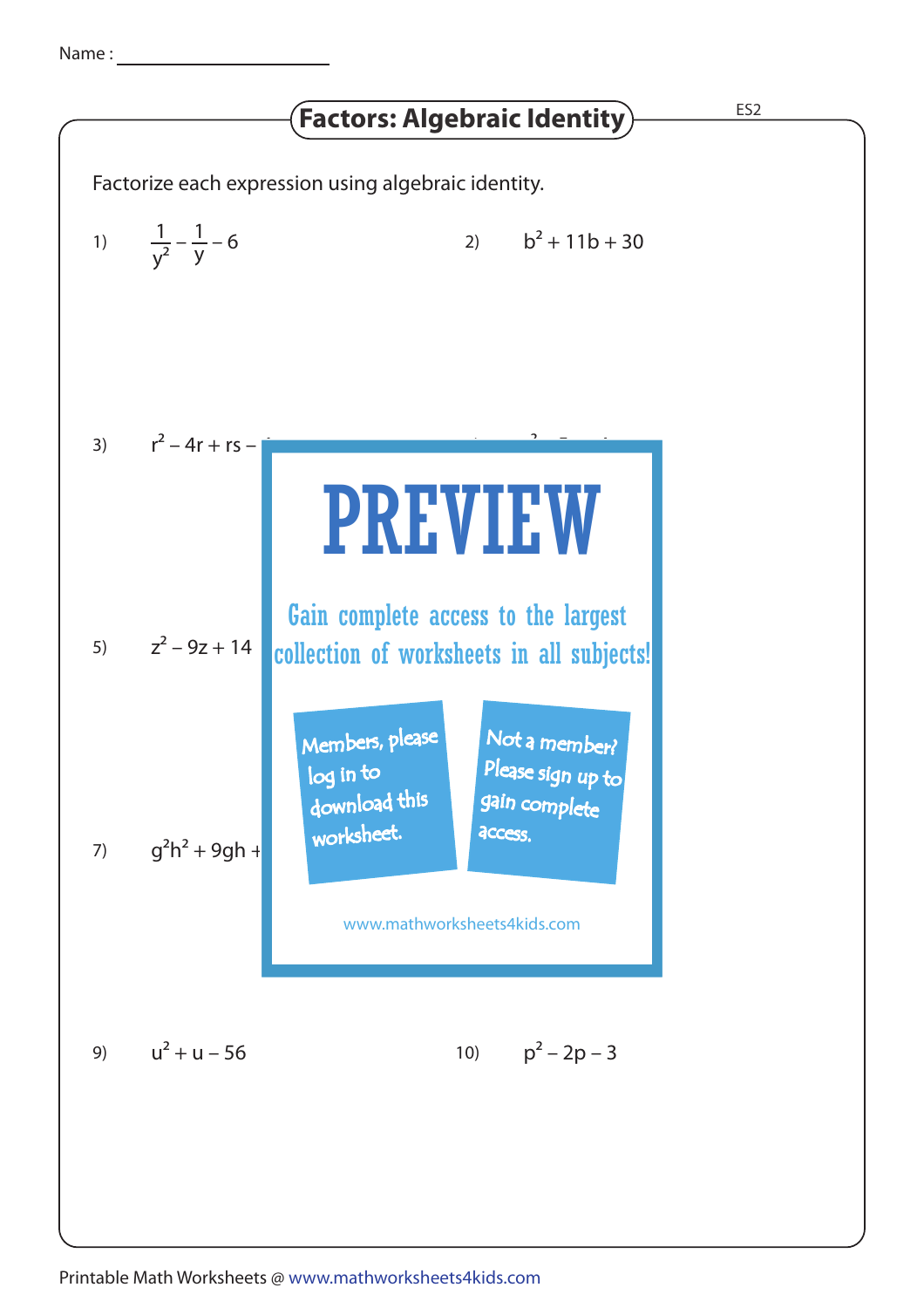Name : ____________________

# Factors: Algebraic Identity

ES2

Factorize each expression using algebraic identity.

1) $\frac{1}{y^2} - \frac{1}{y} - 6$

2) $b^2 + 11b + 30$

3) $r^2 - 4r + rs -$

5) $z^2 - 9z + 14$

7) $g^2h^2 + 9gh +$

9) $u^2 + u - 56$

10) $p^2 - 2p - 3$

PREVIEW

Gain complete access to the largest collection of worksheets in all subjects!

Members, please log in to download this worksheet.

Not a member? Please sign up to gain complete access.

www.mathworksheets4kids.com

Printable Math Worksheets @ www.mathworksheets4kids.com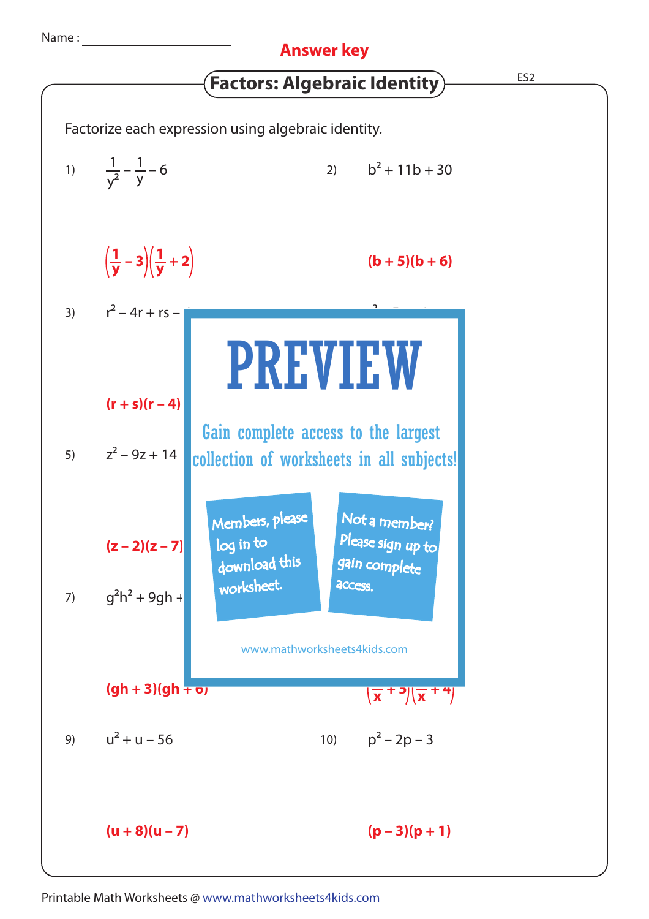Name :

**Answer key**

## Factors: Algebraic Identity

ES2

Factorize each expression using algebraic identity.

1) $\frac{1}{y^2} - \frac{1}{y} - 6$

**$\left(\frac{1}{y} - 3\right)\left(\frac{1}{y} + 2\right)$**

2) $b^2 + 11b + 30$

**$(b + 5)(b + 6)$**

3) $r^2 - 4r + rs -$

**$(r + s)(r - 4)$**

5) $z^2 - 9z + 14$

**$(z - 2)(z - 7)$**

7) $g^2h^2 + 9gh +$

**$(gh + 3)(gh + 6)$**

PREVIEW

Gain complete access to the largest collection of worksheets in all subjects!

Members, please log in to download this worksheet.

Not a member? Please sign up to gain complete access.

www.mathworksheets4kids.com

9) $u^2 + u - 56$

**$(u + 8)(u - 7)$**

10) $p^2 - 2p - 3$

**$(p - 3)(p + 1)$**